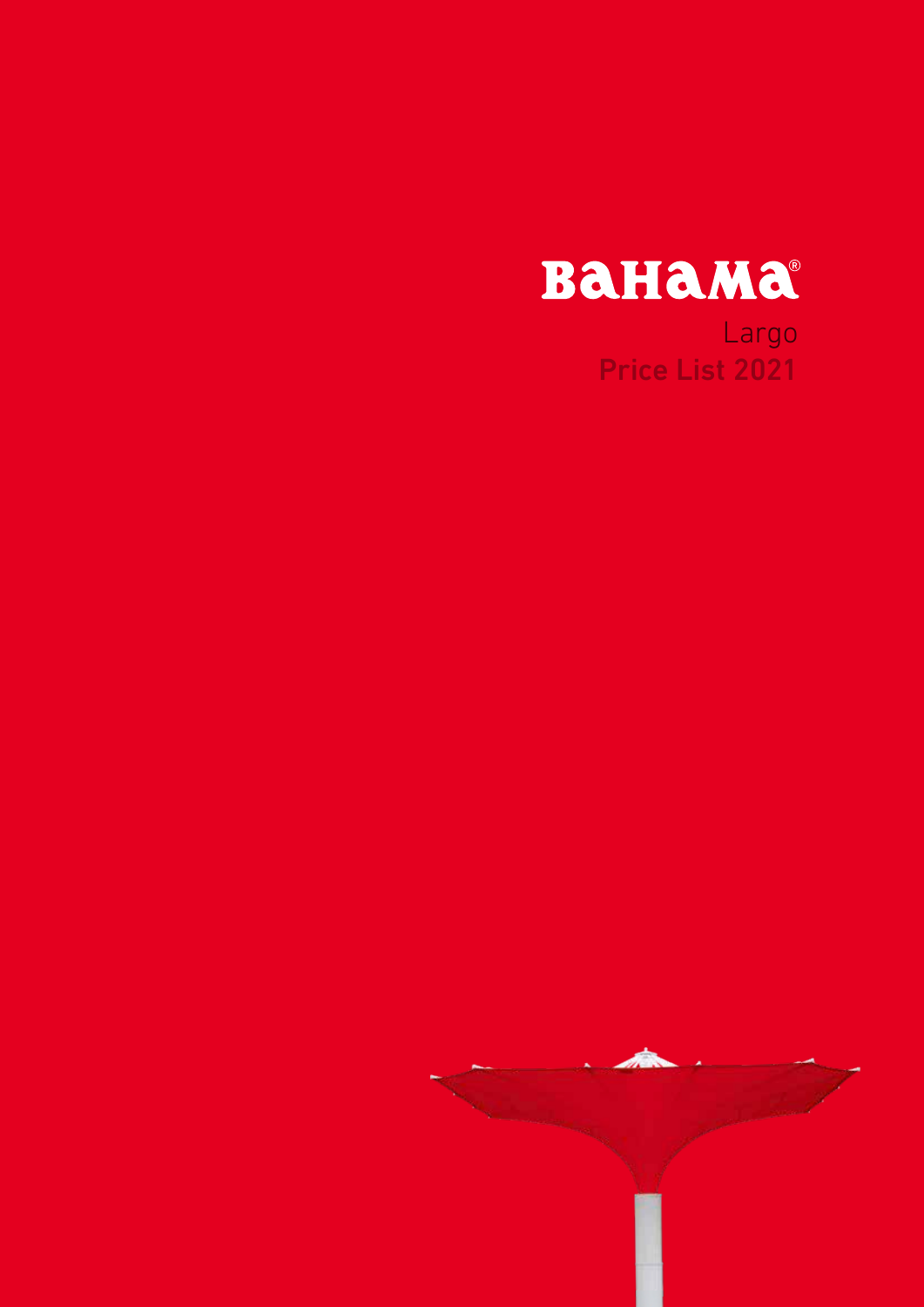# BAHAMA®

Largo

**Price List 2021**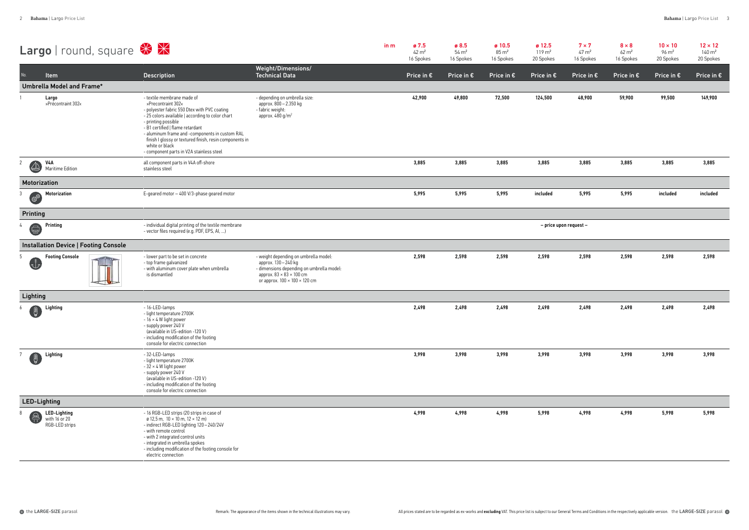# Largo | round, square

| No. | Item | Description | Weight/Dimensions/ Technical Data | in m | ø 7.5 42 m² 16 Spokes | ø 8.5 54 m² 16 Spokes | ø 10.5 85 m² 16 Spokes | ø 12.5 119 m² 20 Spokes | 7 × 7 47 m² 16 Spokes | 8 × 8 62 m² 16 Spokes | 10 × 10 96 m² 20 Spokes | 12 × 12 140 m² 20 Spokes |
|---|---|---|---|---|---|---|---|---|---|---|---|---|
| | | | | | Price in € | Price in € | Price in € | Price in € | Price in € | Price in € | Price in € | Price in € |
| **Umbrella Model and Frame*** | | | | | | | | | | | | |
| 1 | **Largo** »Précontraint 302« | - textile membrane made of »Precontraint 302« - polyester fabric 550 Dtex with PVC coating - 25 colors available \| according to color chart - printing possible - B1 certified \| flame retardant - aluminum frame and -components in custom RAL finish \| glossy or textured finish, resin components in white or black - component parts in V2A stainless steel | - depending on umbrella size: approx. 800 – 2.350 kg - fabric weight: approx. 480 g/m² | | 42,900 | 49,800 | 72,500 | 124,500 | 48,900 | 59,900 | 99,500 | 149,900 |
| 2 | **V4A** Maritime Edition | all component parts in V4A off-shore stainless steel | | | 3,885 | 3,885 | 3,885 | 3,885 | 3,885 | 3,885 | 3,885 | 3,885 |
| **Motorization** | | | | | | | | | | | | |
| 3 | **Motorization** | E-geared motor – 400 V/3-phase geared motor | | | 5,995 | 5,995 | 5,995 | included | 5,995 | 5,995 | included | included |
| **Printing** | | | | | | | | | | | | |
| 4 | **Printing** | - individual digital printing of the textile membrane - vector files required (e.g. PDF, EPS, AI, ...) | | | – price upon request – | | | | | | | |
| **Installation Device \| Footing Console** | | | | | | | | | | | | |
| 5 | **Footing Console** | - lower part to be set in concrete - top frame galvanized - with aluminum cover plate when umbrella is dismantled | - weight depending on umbrella model: approx. 130 – 240 kg - dimensions depending on umbrella model: approx. 83 × 83 × 100 cm or approx. 100 × 100 × 120 cm | | 2,598 | 2,598 | 2,598 | 2,598 | 2,598 | 2,598 | 2,598 | 2,598 |
| **Lighting** | | | | | | | | | | | | |
| 6 | **Lighting** | - 16-LED-lamps - light temperature 2700K - 16 × 4 W light power - supply power 240 V (available in US-edition -120 V) - including modification of the footing console for electric connection | | | 2,498 | 2,498 | 2,498 | 2,498 | 2,498 | 2,498 | 2,498 | 2,498 |
| 7 | **Lighting** | - 32-LED-lamps - light temperature 2700K - 32 × 4 W light power - supply power 240 V (available in US-edition -120 V) - including modification of the footing console for electric connection | | | 3,998 | 3,998 | 3,998 | 3,998 | 3,998 | 3,998 | 3,998 | 3,998 |
| **LED-Lighting** | | | | | | | | | | | | |
| 8 | **LED-Lighting** with 16 or 20 RGB-LED strips | - 16 RGB-LED strips (20 strips in case of ø 12.5 m, 10 × 10 m, 12 × 12 m) - indirect RGB-LED lighting 120 – 240/24V - with remote control - with 2 integrated control units - integrated in umbrella spokes - including modification of the footing console for electric connection | | | 4,998 | 4,998 | 4,998 | 5,998 | 4,998 | 4,998 | 5,998 | 5,998 |

Remark: The appearance of the items shown in the technical illustrations may vary.

All prices stated are to be regarded as ex-works and **excluding** VAT. This price list is subject to our General Terms and Conditions in the respectively applicable version.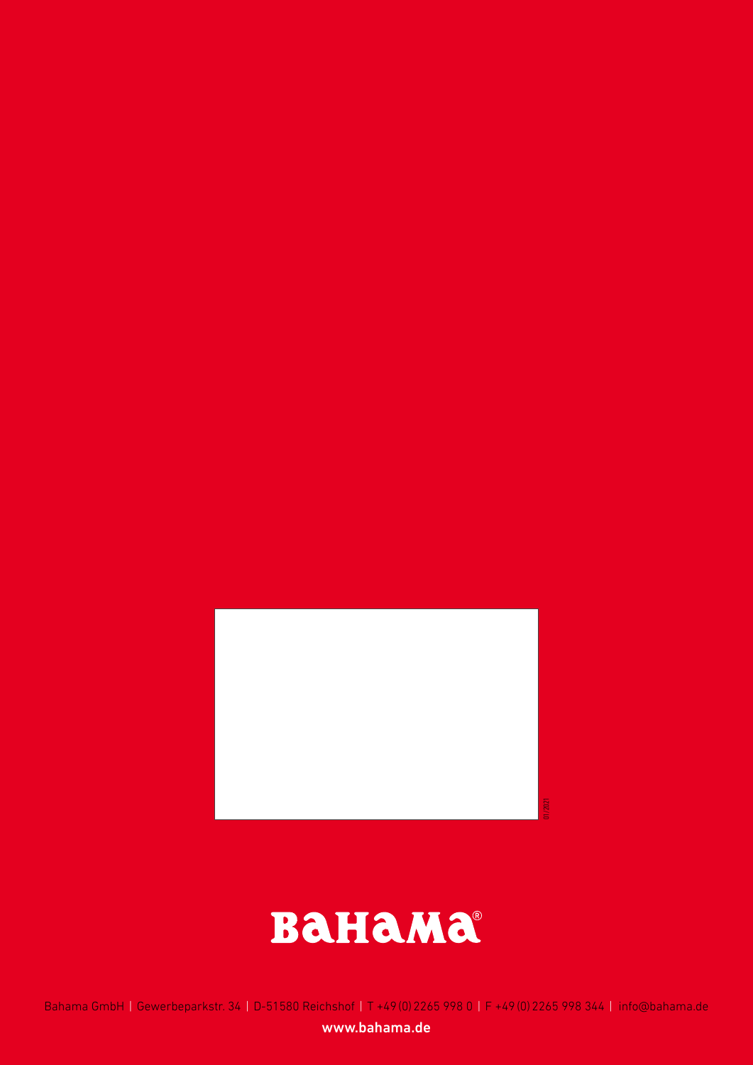01/2021

BAHAMA®

Bahama GmbH | Gewerbeparkstr. 34 | D-51580 Reichshof | T +49 (0) 2265 998 0 | F +49 (0) 2265 998 344 | info@bahama.de

**www.bahama.de**